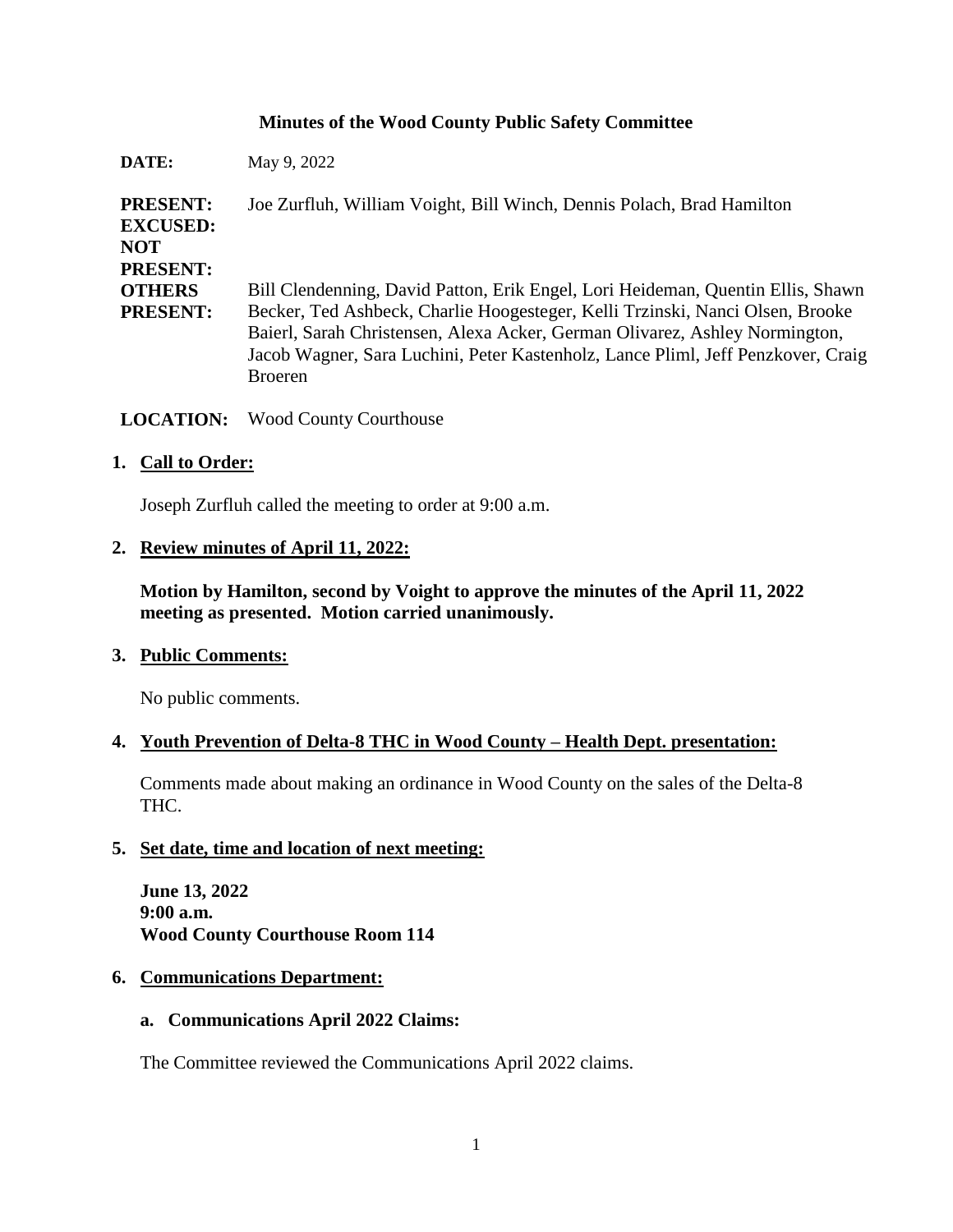**Minutes of the Wood County Public Safety Committee**

| | |
|---|---|
| **DATE:** | May 9, 2022 |
| **PRESENT:** | Joe Zurfluh, William Voight, Bill Winch, Dennis Polach, Brad Hamilton |
| **EXCUSED:** | |
| **NOT PRESENT:** | |
| **OTHERS PRESENT:** | Bill Clendenning, David Patton, Erik Engel, Lori Heideman, Quentin Ellis, Shawn Becker, Ted Ashbeck, Charlie Hoogesteger, Kelli Trzinski, Nanci Olsen, Brooke Baierl, Sarah Christensen, Alexa Acker, German Olivarez, Ashley Normington, Jacob Wagner, Sara Luchini, Peter Kastenholz, Lance Pliml, Jeff Penzkover, Craig Broeren |
| **LOCATION:** | Wood County Courthouse |

1. **Call to Order:**

   Joseph Zurfluh called the meeting to order at 9:00 a.m.

2. **Review minutes of April 11, 2022:**

   **Motion by Hamilton, second by Voight to approve the minutes of the April 11, 2022 meeting as presented. Motion carried unanimously.**

3. **Public Comments:**

   No public comments.

4. **Youth Prevention of Delta-8 THC in Wood County – Health Dept. presentation:**

   Comments made about making an ordinance in Wood County on the sales of the Delta-8 THC.

5. **Set date, time and location of next meeting:**

   **June 13, 2022**
   **9:00 a.m.**
   **Wood County Courthouse Room 114**

6. **Communications Department:**

   a. **Communications April 2022 Claims:**

   The Committee reviewed the Communications April 2022 claims.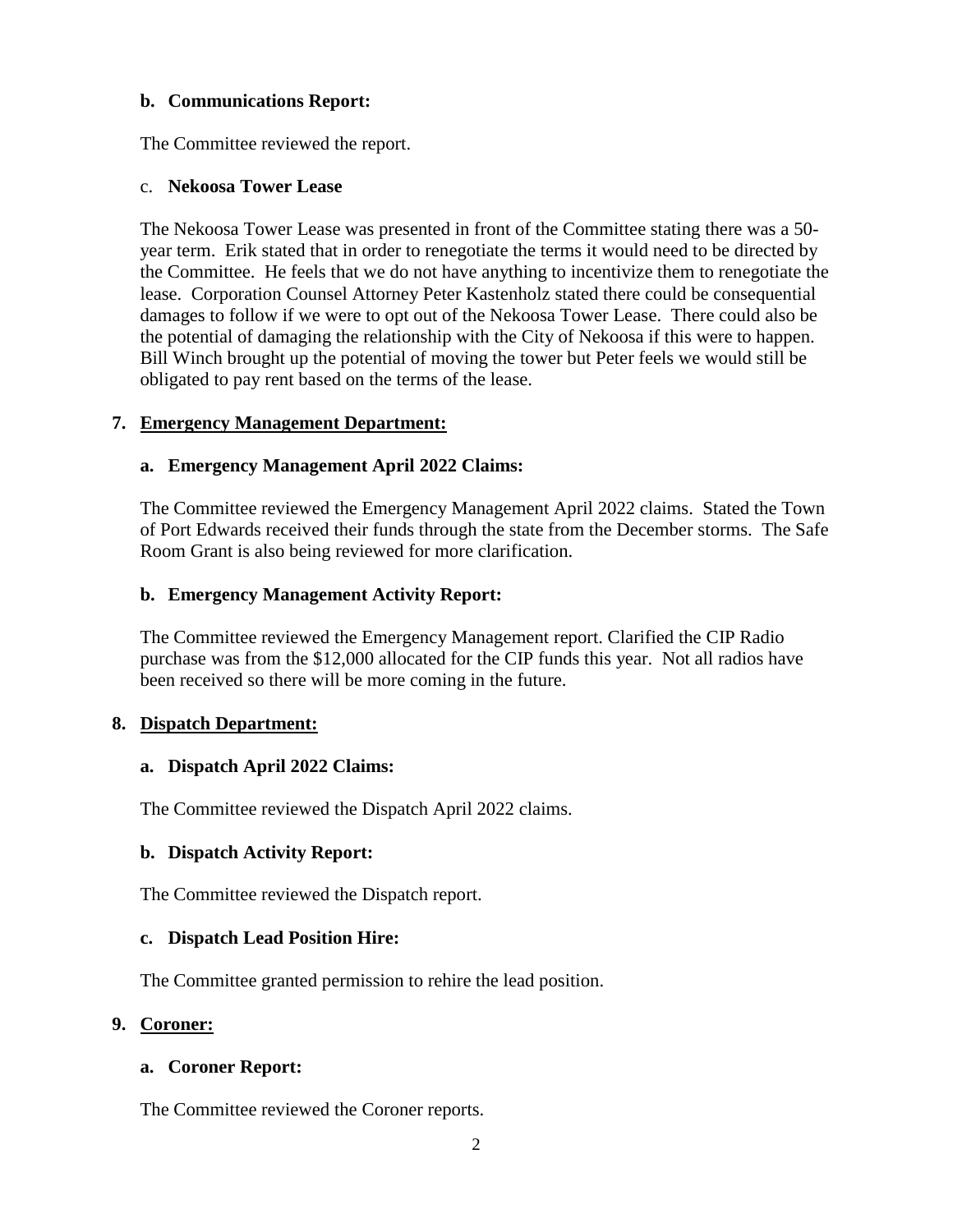**b. Communications Report:**

The Committee reviewed the report.

c. **Nekoosa Tower Lease**

The Nekoosa Tower Lease was presented in front of the Committee stating there was a 50-year term. Erik stated that in order to renegotiate the terms it would need to be directed by the Committee. He feels that we do not have anything to incentivize them to renegotiate the lease. Corporation Counsel Attorney Peter Kastenholz stated there could be consequential damages to follow if we were to opt out of the Nekoosa Tower Lease. There could also be the potential of damaging the relationship with the City of Nekoosa if this were to happen. Bill Winch brought up the potential of moving the tower but Peter feels we would still be obligated to pay rent based on the terms of the lease.

**7. <u>Emergency Management Department:</u>**

**a. Emergency Management April 2022 Claims:**

The Committee reviewed the Emergency Management April 2022 claims. Stated the Town of Port Edwards received their funds through the state from the December storms. The Safe Room Grant is also being reviewed for more clarification.

**b. Emergency Management Activity Report:**

The Committee reviewed the Emergency Management report. Clarified the CIP Radio purchase was from the $12,000 allocated for the CIP funds this year. Not all radios have been received so there will be more coming in the future.

**8. <u>Dispatch Department:</u>**

**a. Dispatch April 2022 Claims:**

The Committee reviewed the Dispatch April 2022 claims.

**b. Dispatch Activity Report:**

The Committee reviewed the Dispatch report.

**c. Dispatch Lead Position Hire:**

The Committee granted permission to rehire the lead position.

**9. <u>Coroner:</u>**

**a. Coroner Report:**

The Committee reviewed the Coroner reports.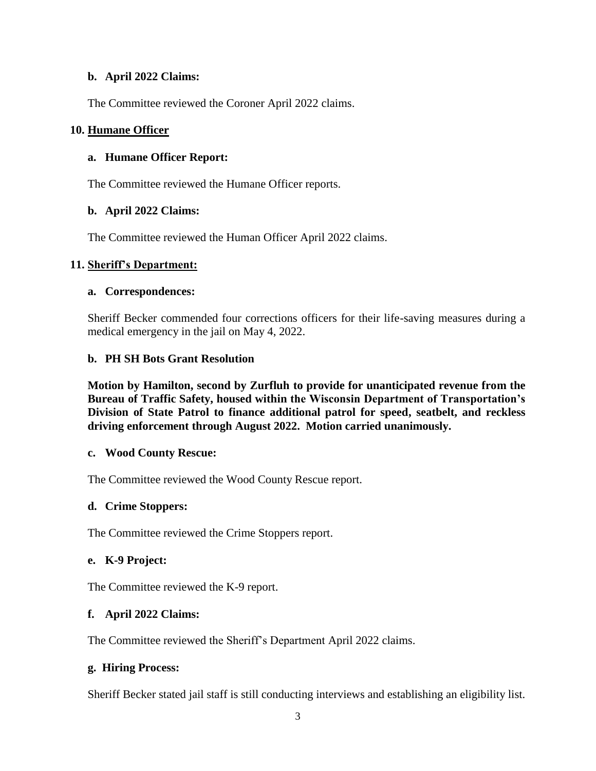**b. April 2022 Claims:**

The Committee reviewed the Coroner April 2022 claims.

**10. <u>Humane Officer</u>**

**a. Humane Officer Report:**

The Committee reviewed the Humane Officer reports.

**b. April 2022 Claims:**

The Committee reviewed the Human Officer April 2022 claims.

**11. <u>Sheriff's Department:</u>**

**a. Correspondences:**

Sheriff Becker commended four corrections officers for their life-saving measures during a medical emergency in the jail on May 4, 2022.

**b. PH SH Bots Grant Resolution**

**Motion by Hamilton, second by Zurfluh to provide for unanticipated revenue from the Bureau of Traffic Safety, housed within the Wisconsin Department of Transportation's Division of State Patrol to finance additional patrol for speed, seatbelt, and reckless driving enforcement through August 2022. Motion carried unanimously.**

**c. Wood County Rescue:**

The Committee reviewed the Wood County Rescue report.

**d. Crime Stoppers:**

The Committee reviewed the Crime Stoppers report.

**e. K-9 Project:**

The Committee reviewed the K-9 report.

**f. April 2022 Claims:**

The Committee reviewed the Sheriff's Department April 2022 claims.

**g. Hiring Process:**

Sheriff Becker stated jail staff is still conducting interviews and establishing an eligibility list.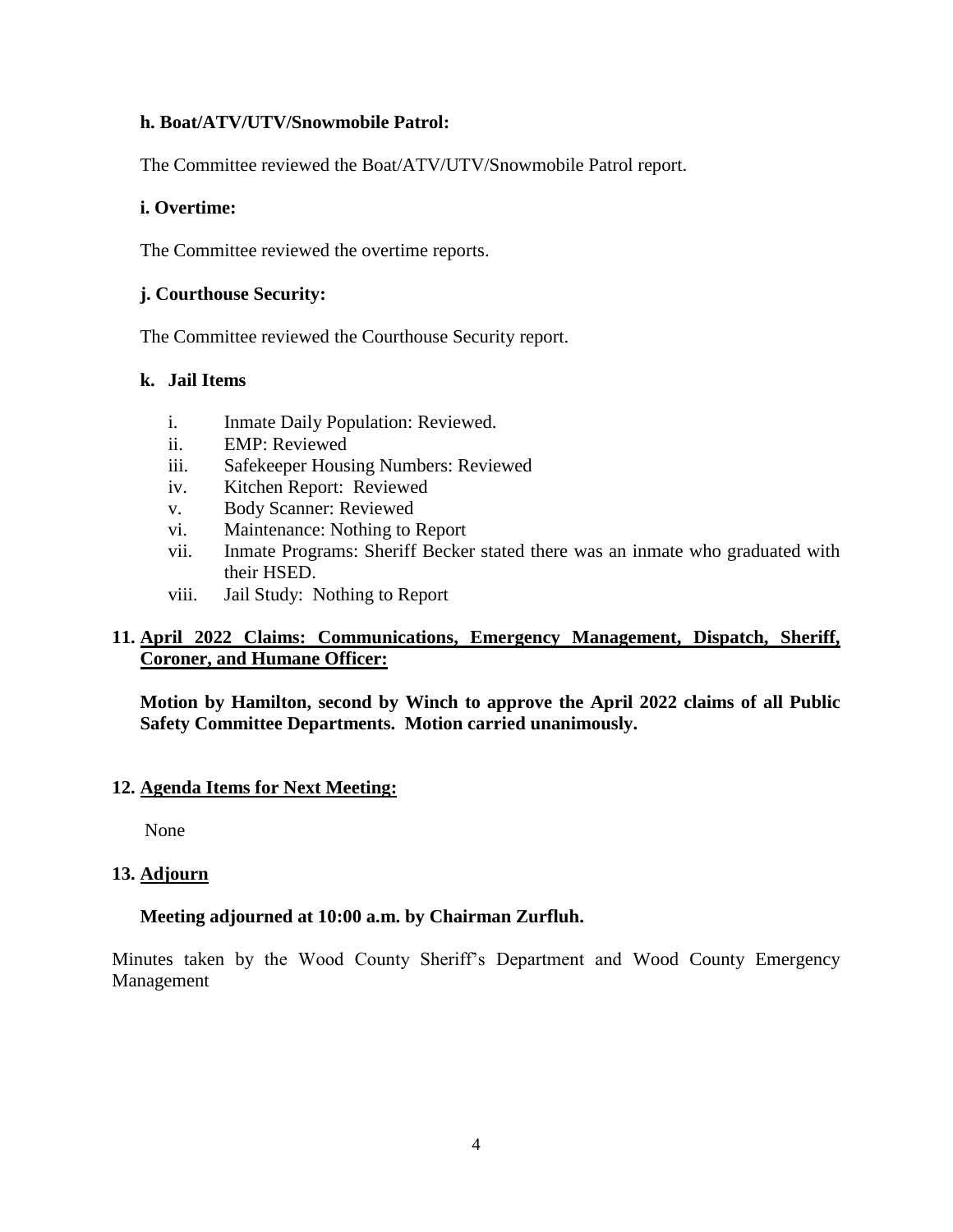**h. Boat/ATV/UTV/Snowmobile Patrol:**

The Committee reviewed the Boat/ATV/UTV/Snowmobile Patrol report.

**i. Overtime:**

The Committee reviewed the overtime reports.

**j. Courthouse Security:**

The Committee reviewed the Courthouse Security report.

**k. Jail Items**

i. Inmate Daily Population: Reviewed.
ii. EMP: Reviewed
iii. Safekeeper Housing Numbers: Reviewed
iv. Kitchen Report: Reviewed
v. Body Scanner: Reviewed
vi. Maintenance: Nothing to Report
vii. Inmate Programs: Sheriff Becker stated there was an inmate who graduated with their HSED.
viii. Jail Study: Nothing to Report

**11. April 2022 Claims: Communications, Emergency Management, Dispatch, Sheriff, Coroner, and Humane Officer:**

**Motion by Hamilton, second by Winch to approve the April 2022 claims of all Public Safety Committee Departments. Motion carried unanimously.**

**12. Agenda Items for Next Meeting:**

None

**13. Adjourn**

**Meeting adjourned at 10:00 a.m. by Chairman Zurfluh.**

Minutes taken by the Wood County Sheriff's Department and Wood County Emergency Management